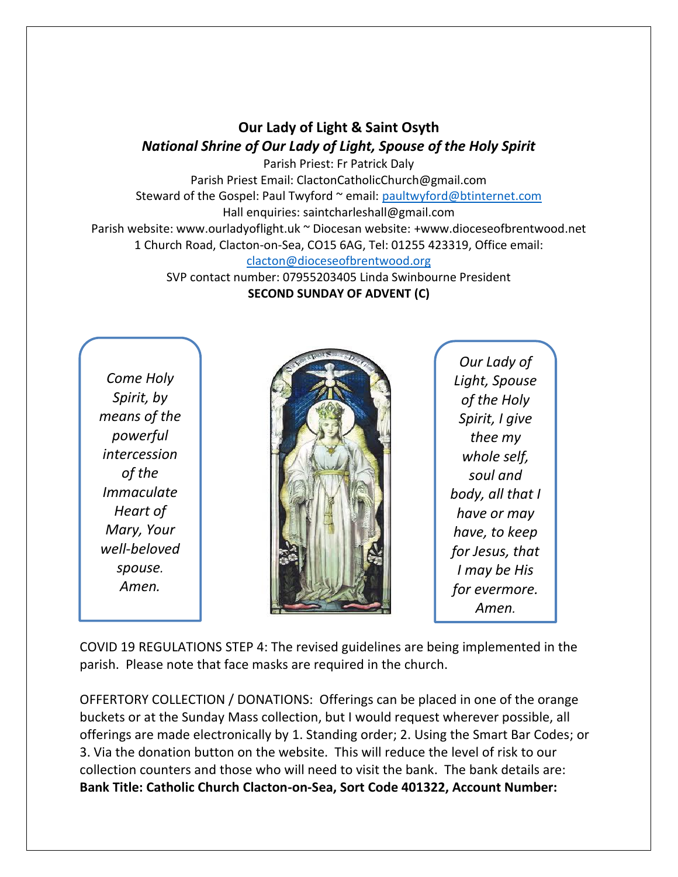**Our Lady of Light & Saint Osyth**

***National Shrine of Our Lady of Light, Spouse of the Holy Spirit***

Parish Priest: Fr Patrick Daly

Parish Priest Email: ClactonCatholicChurch@gmail.com

Steward of the Gospel: Paul Twyford ~ email: paultwyford@btinternet.com

Hall enquiries: saintcharleshall@gmail.com

Parish website: www.ourladyoflight.uk ~ Diocesan website: +www.dioceseofbrentwood.net

1 Church Road, Clacton-on-Sea, CO15 6AG, Tel: 01255 423319, Office email: clacton@dioceseofbrentwood.org

SVP contact number: 07955203405 Linda Swinbourne President

**SECOND SUNDAY OF ADVENT (C)**

*Come Holy Spirit, by means of the powerful intercession of the Immaculate Heart of Mary, Your well-beloved spouse. Amen.*

*Our Lady of Light, Spouse of the Holy Spirit, I give thee my whole self, soul and body, all that I have or may have, to keep for Jesus, that I may be His for evermore. Amen.*

COVID 19 REGULATIONS STEP 4: The revised guidelines are being implemented in the parish. Please note that face masks are required in the church.

OFFERTORY COLLECTION / DONATIONS: Offerings can be placed in one of the orange buckets or at the Sunday Mass collection, but I would request wherever possible, all offerings are made electronically by 1. Standing order; 2. Using the Smart Bar Codes; or 3. Via the donation button on the website. This will reduce the level of risk to our collection counters and those who will need to visit the bank. The bank details are: **Bank Title: Catholic Church Clacton-on-Sea, Sort Code 401322, Account Number:**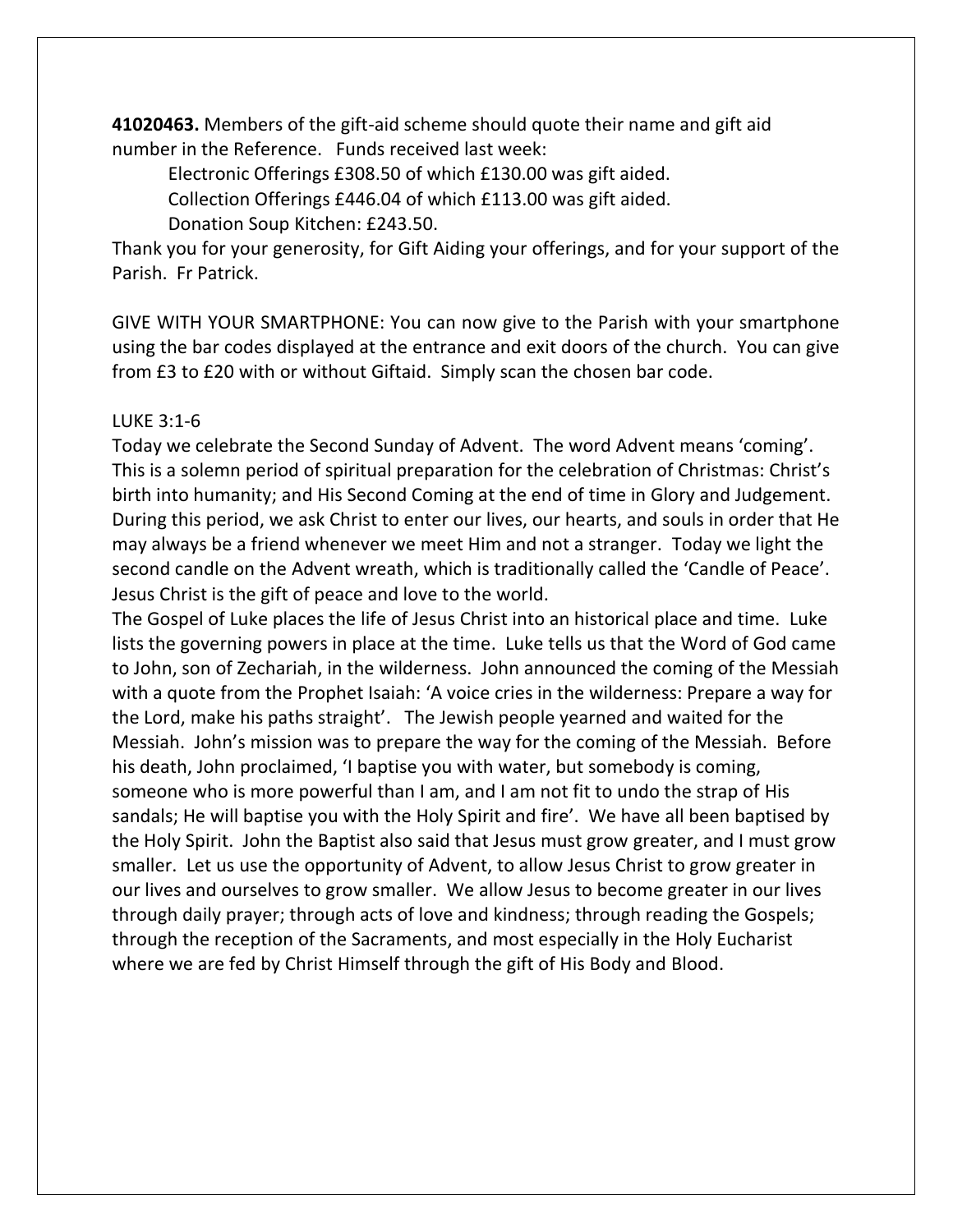**41020463.** Members of the gift-aid scheme should quote their name and gift aid number in the Reference. Funds received last week:

Electronic Offerings £308.50 of which £130.00 was gift aided.
Collection Offerings £446.04 of which £113.00 was gift aided.
Donation Soup Kitchen: £243.50.

Thank you for your generosity, for Gift Aiding your offerings, and for your support of the Parish. Fr Patrick.

GIVE WITH YOUR SMARTPHONE: You can now give to the Parish with your smartphone using the bar codes displayed at the entrance and exit doors of the church. You can give from £3 to £20 with or without Giftaid. Simply scan the chosen bar code.

LUKE 3:1-6

Today we celebrate the Second Sunday of Advent. The word Advent means 'coming'. This is a solemn period of spiritual preparation for the celebration of Christmas: Christ's birth into humanity; and His Second Coming at the end of time in Glory and Judgement. During this period, we ask Christ to enter our lives, our hearts, and souls in order that He may always be a friend whenever we meet Him and not a stranger. Today we light the second candle on the Advent wreath, which is traditionally called the 'Candle of Peace'. Jesus Christ is the gift of peace and love to the world.

The Gospel of Luke places the life of Jesus Christ into an historical place and time. Luke lists the governing powers in place at the time. Luke tells us that the Word of God came to John, son of Zechariah, in the wilderness. John announced the coming of the Messiah with a quote from the Prophet Isaiah: 'A voice cries in the wilderness: Prepare a way for the Lord, make his paths straight'. The Jewish people yearned and waited for the Messiah. John's mission was to prepare the way for the coming of the Messiah. Before his death, John proclaimed, 'I baptise you with water, but somebody is coming, someone who is more powerful than I am, and I am not fit to undo the strap of His sandals; He will baptise you with the Holy Spirit and fire'. We have all been baptised by the Holy Spirit. John the Baptist also said that Jesus must grow greater, and I must grow smaller. Let us use the opportunity of Advent, to allow Jesus Christ to grow greater in our lives and ourselves to grow smaller. We allow Jesus to become greater in our lives through daily prayer; through acts of love and kindness; through reading the Gospels; through the reception of the Sacraments, and most especially in the Holy Eucharist where we are fed by Christ Himself through the gift of His Body and Blood.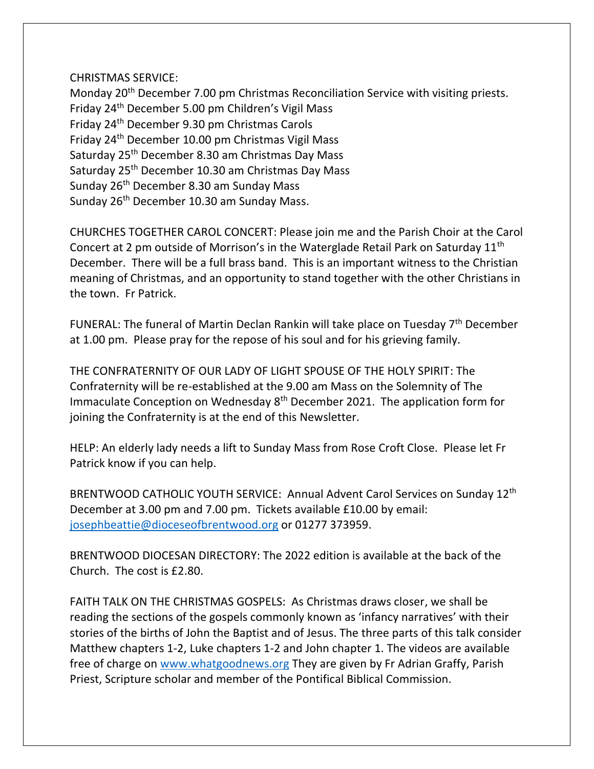CHRISTMAS SERVICE:
Monday 20th December 7.00 pm Christmas Reconciliation Service with visiting priests.
Friday 24th December 5.00 pm Children's Vigil Mass
Friday 24th December 9.30 pm Christmas Carols
Friday 24th December 10.00 pm Christmas Vigil Mass
Saturday 25th December 8.30 am Christmas Day Mass
Saturday 25th December 10.30 am Christmas Day Mass
Sunday 26th December 8.30 am Sunday Mass
Sunday 26th December 10.30 am Sunday Mass.

CHURCHES TOGETHER CAROL CONCERT: Please join me and the Parish Choir at the Carol Concert at 2 pm outside of Morrison's in the Waterglade Retail Park on Saturday 11th December. There will be a full brass band. This is an important witness to the Christian meaning of Christmas, and an opportunity to stand together with the other Christians in the town. Fr Patrick.

FUNERAL: The funeral of Martin Declan Rankin will take place on Tuesday 7th December at 1.00 pm. Please pray for the repose of his soul and for his grieving family.

THE CONFRATERNITY OF OUR LADY OF LIGHT SPOUSE OF THE HOLY SPIRIT: The Confraternity will be re-established at the 9.00 am Mass on the Solemnity of The Immaculate Conception on Wednesday 8th December 2021. The application form for joining the Confraternity is at the end of this Newsletter.

HELP: An elderly lady needs a lift to Sunday Mass from Rose Croft Close. Please let Fr Patrick know if you can help.

BRENTWOOD CATHOLIC YOUTH SERVICE: Annual Advent Carol Services on Sunday 12th December at 3.00 pm and 7.00 pm. Tickets available £10.00 by email: josephbeattie@dioceseofbrentwood.org or 01277 373959.

BRENTWOOD DIOCESAN DIRECTORY: The 2022 edition is available at the back of the Church. The cost is £2.80.

FAITH TALK ON THE CHRISTMAS GOSPELS: As Christmas draws closer, we shall be reading the sections of the gospels commonly known as 'infancy narratives' with their stories of the births of John the Baptist and of Jesus. The three parts of this talk consider Matthew chapters 1-2, Luke chapters 1-2 and John chapter 1. The videos are available free of charge on www.whatgoodnews.org They are given by Fr Adrian Graffy, Parish Priest, Scripture scholar and member of the Pontifical Biblical Commission.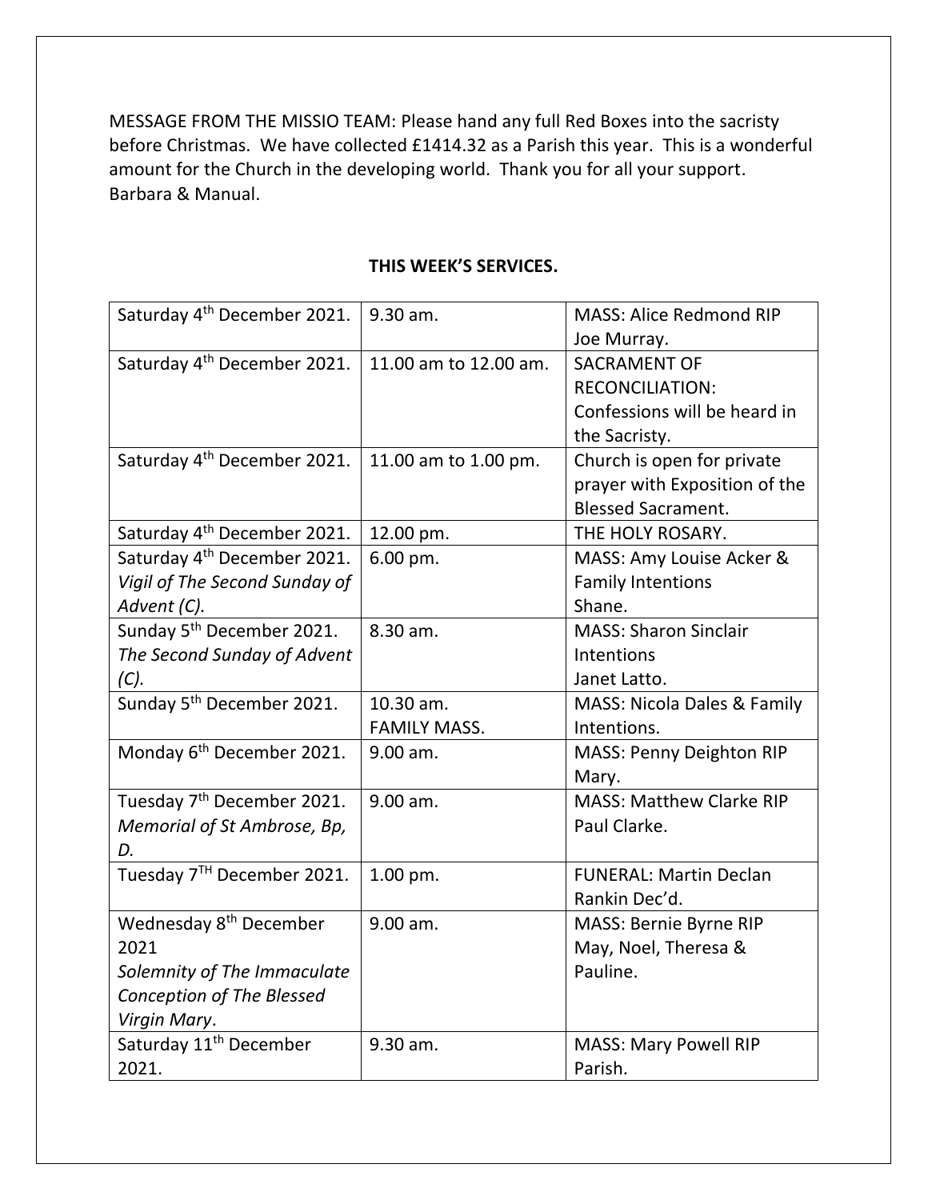MESSAGE FROM THE MISSIO TEAM: Please hand any full Red Boxes into the sacristy before Christmas. We have collected £1414.32 as a Parish this year. This is a wonderful amount for the Church in the developing world. Thank you for all your support. Barbara & Manual.

**THIS WEEK'S SERVICES.**

| | | |
|---|---|---|
| Saturday 4th December 2021. | 9.30 am. | MASS: Alice Redmond RIP Joe Murray. |
| Saturday 4th December 2021. | 11.00 am to 12.00 am. | SACRAMENT OF RECONCILIATION: Confessions will be heard in the Sacristy. |
| Saturday 4th December 2021. | 11.00 am to 1.00 pm. | Church is open for private prayer with Exposition of the Blessed Sacrament. |
| Saturday 4th December 2021. | 12.00 pm. | THE HOLY ROSARY. |
| Saturday 4th December 2021. *Vigil of The Second Sunday of Advent (C).* | 6.00 pm. | MASS: Amy Louise Acker & Family Intentions Shane. |
| Sunday 5th December 2021. *The Second Sunday of Advent (C).* | 8.30 am. | MASS: Sharon Sinclair Intentions Janet Latto. |
| Sunday 5th December 2021. | 10.30 am. FAMILY MASS. | MASS: Nicola Dales & Family Intentions. |
| Monday 6th December 2021. | 9.00 am. | MASS: Penny Deighton RIP Mary. |
| Tuesday 7th December 2021. *Memorial of St Ambrose, Bp, D.* | 9.00 am. | MASS: Matthew Clarke RIP Paul Clarke. |
| Tuesday 7TH December 2021. | 1.00 pm. | FUNERAL: Martin Declan Rankin Dec'd. |
| Wednesday 8th December 2021 *Solemnity of The Immaculate Conception of The Blessed Virgin Mary*. | 9.00 am. | MASS: Bernie Byrne RIP May, Noel, Theresa & Pauline. |
| Saturday 11th December 2021. | 9.30 am. | MASS: Mary Powell RIP Parish. |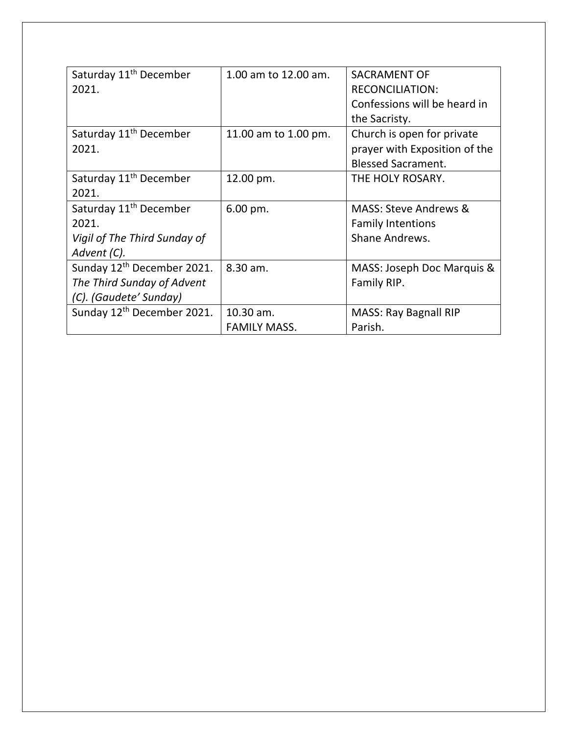| Saturday 11th December 2021. | 1.00 am to 12.00 am. | SACRAMENT OF RECONCILIATION: Confessions will be heard in the Sacristy. |
|---|---|---|
| Saturday 11th December 2021. | 11.00 am to 1.00 pm. | Church is open for private prayer with Exposition of the Blessed Sacrament. |
| Saturday 11th December 2021. | 12.00 pm. | THE HOLY ROSARY. |
| Saturday 11th December 2021. *Vigil of The Third Sunday of Advent (C).* | 6.00 pm. | MASS: Steve Andrews & Family Intentions Shane Andrews. |
| Sunday 12th December 2021. *The Third Sunday of Advent (C). (Gaudete' Sunday)* | 8.30 am. | MASS: Joseph Doc Marquis & Family RIP. |
| Sunday 12th December 2021. | 10.30 am. FAMILY MASS. | MASS: Ray Bagnall RIP Parish. |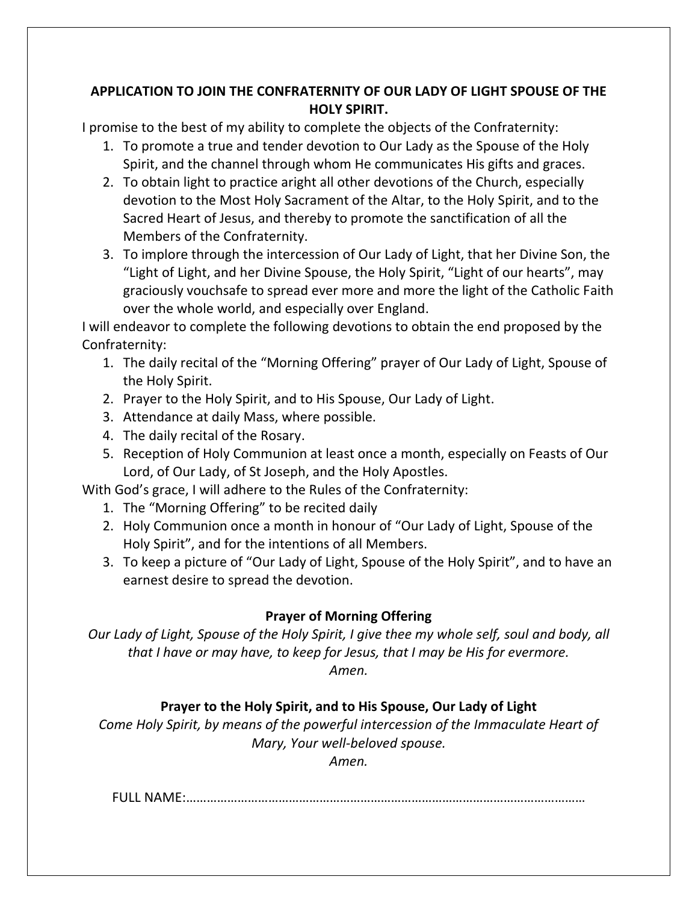## APPLICATION TO JOIN THE CONFRATERNITY OF OUR LADY OF LIGHT SPOUSE OF THE HOLY SPIRIT.

I promise to the best of my ability to complete the objects of the Confraternity:

1. To promote a true and tender devotion to Our Lady as the Spouse of the Holy Spirit, and the channel through whom He communicates His gifts and graces.
2. To obtain light to practice aright all other devotions of the Church, especially devotion to the Most Holy Sacrament of the Altar, to the Holy Spirit, and to the Sacred Heart of Jesus, and thereby to promote the sanctification of all the Members of the Confraternity.
3. To implore through the intercession of Our Lady of Light, that her Divine Son, the "Light of Light, and her Divine Spouse, the Holy Spirit, "Light of our hearts", may graciously vouchsafe to spread ever more and more the light of the Catholic Faith over the whole world, and especially over England.

I will endeavor to complete the following devotions to obtain the end proposed by the Confraternity:

1. The daily recital of the "Morning Offering" prayer of Our Lady of Light, Spouse of the Holy Spirit.
2. Prayer to the Holy Spirit, and to His Spouse, Our Lady of Light.
3. Attendance at daily Mass, where possible.
4. The daily recital of the Rosary.
5. Reception of Holy Communion at least once a month, especially on Feasts of Our Lord, of Our Lady, of St Joseph, and the Holy Apostles.

With God's grace, I will adhere to the Rules of the Confraternity:

1. The "Morning Offering" to be recited daily
2. Holy Communion once a month in honour of "Our Lady of Light, Spouse of the Holy Spirit", and for the intentions of all Members.
3. To keep a picture of "Our Lady of Light, Spouse of the Holy Spirit", and to have an earnest desire to spread the devotion.

### Prayer of Morning Offering

*Our Lady of Light, Spouse of the Holy Spirit, I give thee my whole self, soul and body, all that I have or may have, to keep for Jesus, that I may be His for evermore.*
*Amen.*

### Prayer to the Holy Spirit, and to His Spouse, Our Lady of Light

*Come Holy Spirit, by means of the powerful intercession of the Immaculate Heart of Mary, Your well-beloved spouse.*
*Amen.*

FULL NAME:……………………………………………………………………………………………………